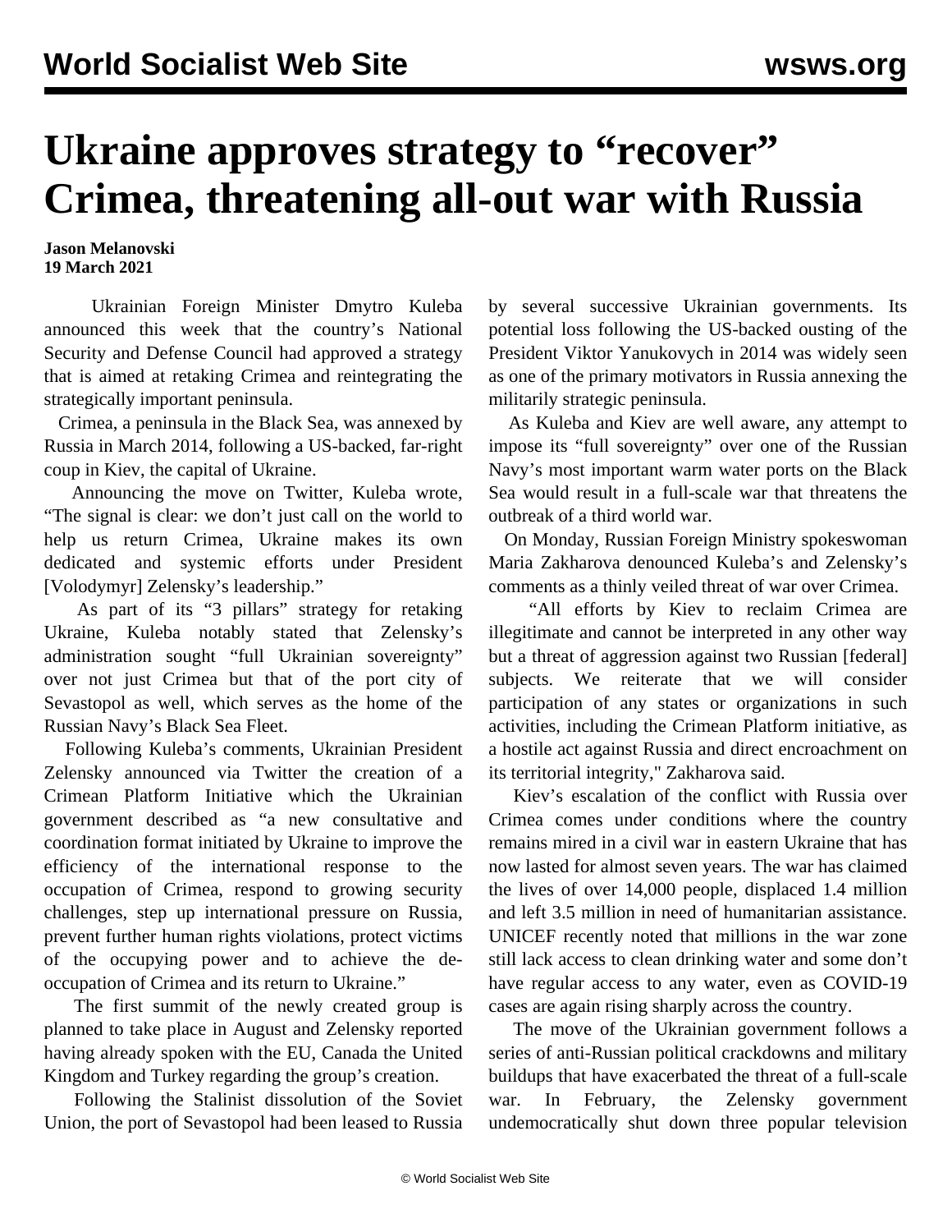# Ukraine approves strategy to "recover" Crimea, threatening all-out war with Russia

**Jason Melanovski**
**19 March 2021**

Ukrainian Foreign Minister Dmytro Kuleba announced this week that the country's National Security and Defense Council had approved a strategy that is aimed at retaking Crimea and reintegrating the strategically important peninsula.

Crimea, a peninsula in the Black Sea, was annexed by Russia in March 2014, following a US-backed, far-right coup in Kiev, the capital of Ukraine.

Announcing the move on Twitter, Kuleba wrote, "The signal is clear: we don't just call on the world to help us return Crimea, Ukraine makes its own dedicated and systemic efforts under President [Volodymyr] Zelensky's leadership."

As part of its "3 pillars" strategy for retaking Ukraine, Kuleba notably stated that Zelensky's administration sought "full Ukrainian sovereignty" over not just Crimea but that of the port city of Sevastopol as well, which serves as the home of the Russian Navy's Black Sea Fleet.

Following Kuleba's comments, Ukrainian President Zelensky announced via Twitter the creation of a Crimean Platform Initiative which the Ukrainian government described as "a new consultative and coordination format initiated by Ukraine to improve the efficiency of the international response to the occupation of Crimea, respond to growing security challenges, step up international pressure on Russia, prevent further human rights violations, protect victims of the occupying power and to achieve the de-occupation of Crimea and its return to Ukraine."

The first summit of the newly created group is planned to take place in August and Zelensky reported having already spoken with the EU, Canada the United Kingdom and Turkey regarding the group's creation.

Following the Stalinist dissolution of the Soviet Union, the port of Sevastopol had been leased to Russia by several successive Ukrainian governments. Its potential loss following the US-backed ousting of the President Viktor Yanukovych in 2014 was widely seen as one of the primary motivators in Russia annexing the militarily strategic peninsula.

As Kuleba and Kiev are well aware, any attempt to impose its "full sovereignty" over one of the Russian Navy's most important warm water ports on the Black Sea would result in a full-scale war that threatens the outbreak of a third world war.

On Monday, Russian Foreign Ministry spokeswoman Maria Zakharova denounced Kuleba's and Zelensky's comments as a thinly veiled threat of war over Crimea.

"All efforts by Kiev to reclaim Crimea are illegitimate and cannot be interpreted in any other way but a threat of aggression against two Russian [federal] subjects. We reiterate that we will consider participation of any states or organizations in such activities, including the Crimean Platform initiative, as a hostile act against Russia and direct encroachment on its territorial integrity," Zakharova said.

Kiev's escalation of the conflict with Russia over Crimea comes under conditions where the country remains mired in a civil war in eastern Ukraine that has now lasted for almost seven years. The war has claimed the lives of over 14,000 people, displaced 1.4 million and left 3.5 million in need of humanitarian assistance. UNICEF recently noted that millions in the war zone still lack access to clean drinking water and some don't have regular access to any water, even as COVID-19 cases are again rising sharply across the country.

The move of the Ukrainian government follows a series of anti-Russian political crackdowns and military buildups that have exacerbated the threat of a full-scale war. In February, the Zelensky government undemocratically shut down three popular television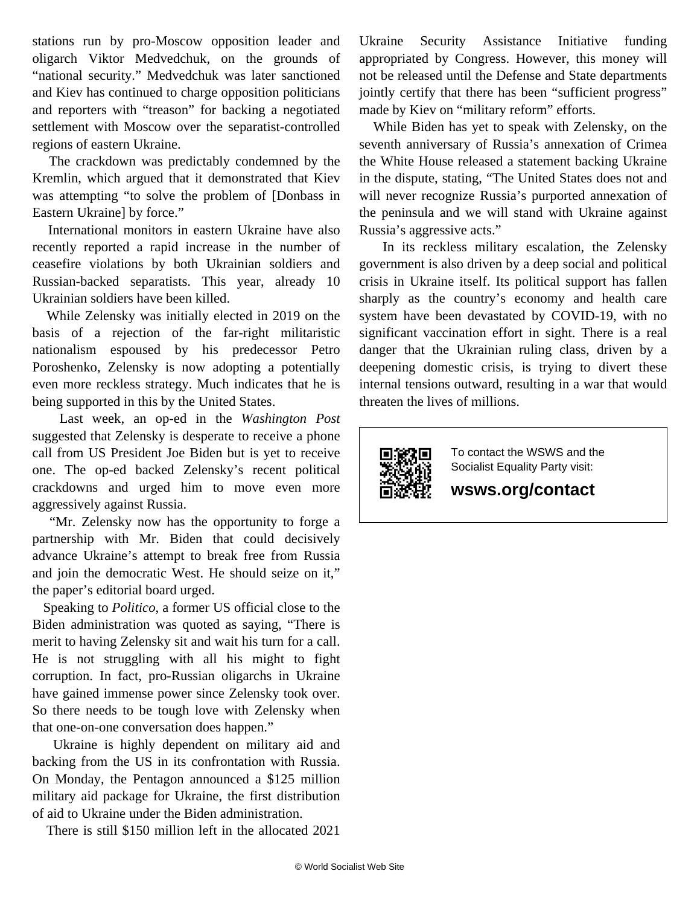stations run by pro-Moscow opposition leader and oligarch Viktor Medvedchuk, on the grounds of "national security." Medvedchuk was later sanctioned and Kiev has continued to charge opposition politicians and reporters with "treason" for backing a negotiated settlement with Moscow over the separatist-controlled regions of eastern Ukraine.

The crackdown was predictably condemned by the Kremlin, which argued that it demonstrated that Kiev was attempting "to solve the problem of [Donbass in Eastern Ukraine] by force."

International monitors in eastern Ukraine have also recently reported a rapid increase in the number of ceasefire violations by both Ukrainian soldiers and Russian-backed separatists. This year, already 10 Ukrainian soldiers have been killed.

While Zelensky was initially elected in 2019 on the basis of a rejection of the far-right militaristic nationalism espoused by his predecessor Petro Poroshenko, Zelensky is now adopting a potentially even more reckless strategy. Much indicates that he is being supported in this by the United States.

Last week, an op-ed in the *Washington Post* suggested that Zelensky is desperate to receive a phone call from US President Joe Biden but is yet to receive one. The op-ed backed Zelensky's recent political crackdowns and urged him to move even more aggressively against Russia.

"Mr. Zelensky now has the opportunity to forge a partnership with Mr. Biden that could decisively advance Ukraine's attempt to break free from Russia and join the democratic West. He should seize on it," the paper's editorial board urged.

Speaking to *Politico*, a former US official close to the Biden administration was quoted as saying, "There is merit to having Zelensky sit and wait his turn for a call. He is not struggling with all his might to fight corruption. In fact, pro-Russian oligarchs in Ukraine have gained immense power since Zelensky took over. So there needs to be tough love with Zelensky when that one-on-one conversation does happen."

Ukraine is highly dependent on military aid and backing from the US in its confrontation with Russia. On Monday, the Pentagon announced a $125 million military aid package for Ukraine, the first distribution of aid to Ukraine under the Biden administration.

There is still $150 million left in the allocated 2021 Ukraine Security Assistance Initiative funding appropriated by Congress. However, this money will not be released until the Defense and State departments jointly certify that there has been "sufficient progress" made by Kiev on "military reform" efforts.

While Biden has yet to speak with Zelensky, on the seventh anniversary of Russia's annexation of Crimea the White House released a statement backing Ukraine in the dispute, stating, "The United States does not and will never recognize Russia's purported annexation of the peninsula and we will stand with Ukraine against Russia's aggressive acts."

In its reckless military escalation, the Zelensky government is also driven by a deep social and political crisis in Ukraine itself. Its political support has fallen sharply as the country's economy and health care system have been devastated by COVID-19, with no significant vaccination effort in sight. There is a real danger that the Ukrainian ruling class, driven by a deepening domestic crisis, is trying to divert these internal tensions outward, resulting in a war that would threaten the lives of millions.

To contact the WSWS and the Socialist Equality Party visit:

**wsws.org/contact**